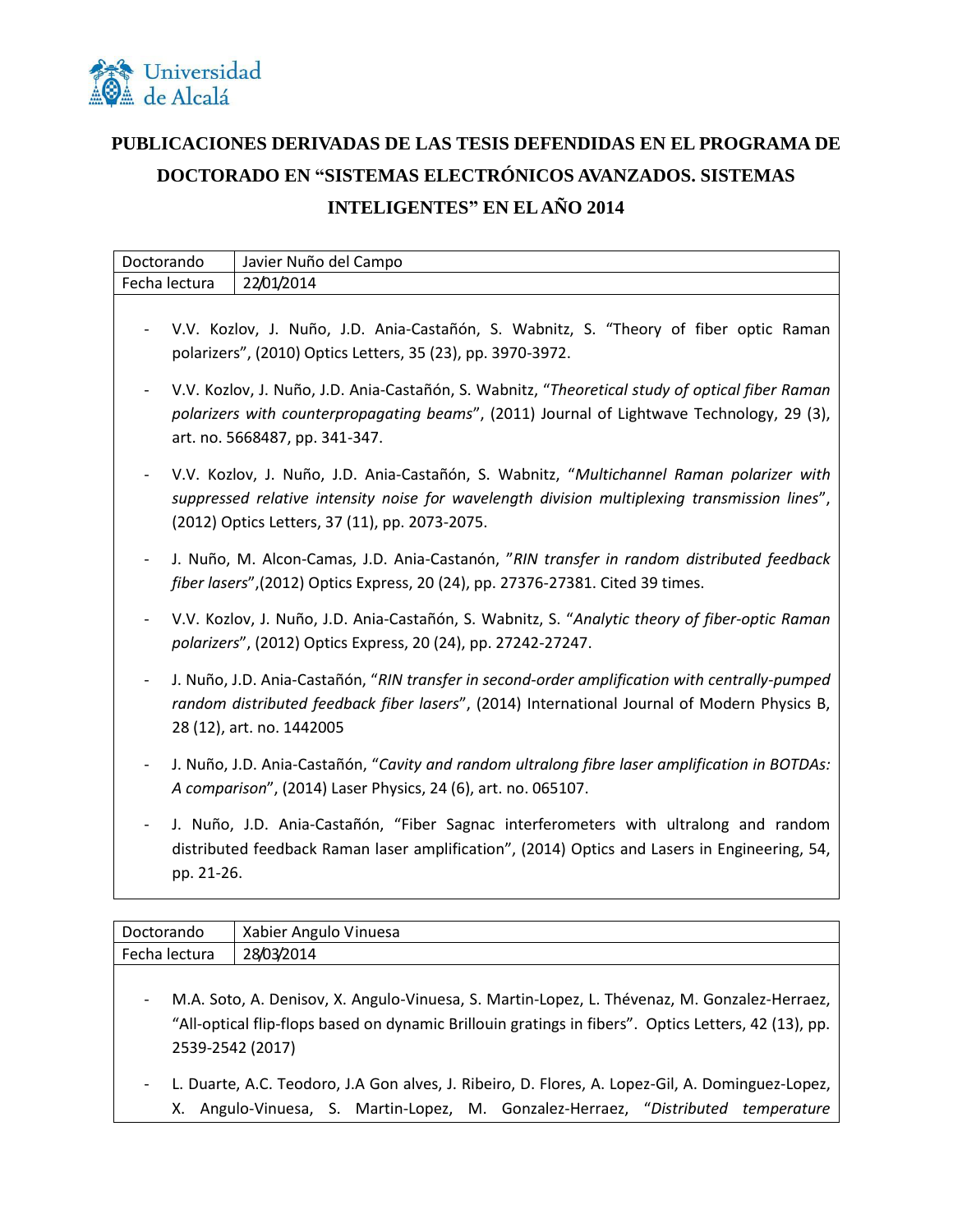Universidad de Alcalá

# PUBLICACIONES DERIVADAS DE LAS TESIS DEFENDIDAS EN EL PROGRAMA DE DOCTORADO EN "SISTEMAS ELECTRÓNICOS AVANZADOS. SISTEMAS INTELIGENTES" EN EL AÑO 2014

| Doctorando | Javier Nuño del Campo |
| --- | --- |
| Fecha lectura | 22/01/2014 |

- V.V. Kozlov, J. Nuño, J.D. Ania-Castañón, S. Wabnitz, S. "Theory of fiber optic Raman polarizers", (2010) Optics Letters, 35 (23), pp. 3970-3972.
- V.V. Kozlov, J. Nuño, J.D. Ania-Castañón, S. Wabnitz, "*Theoretical study of optical fiber Raman polarizers with counterpropagating beams*", (2011) Journal of Lightwave Technology, 29 (3), art. no. 5668487, pp. 341-347.
- V.V. Kozlov, J. Nuño, J.D. Ania-Castañón, S. Wabnitz, "*Multichannel Raman polarizer with suppressed relative intensity noise for wavelength division multiplexing transmission lines*", (2012) Optics Letters, 37 (11), pp. 2073-2075.
- J. Nuño, M. Alcon-Camas, J.D. Ania-Castanón, "*RIN transfer in random distributed feedback fiber lasers*",(2012) Optics Express, 20 (24), pp. 27376-27381. Cited 39 times.
- V.V. Kozlov, J. Nuño, J.D. Ania-Castañón, S. Wabnitz, S. "*Analytic theory of fiber-optic Raman polarizers*", (2012) Optics Express, 20 (24), pp. 27242-27247.
- J. Nuño, J.D. Ania-Castañón, "*RIN transfer in second-order amplification with centrally-pumped random distributed feedback fiber lasers*", (2014) International Journal of Modern Physics B, 28 (12), art. no. 1442005
- J. Nuño, J.D. Ania-Castañón, "*Cavity and random ultralong fibre laser amplification in BOTDAs: A comparison*", (2014) Laser Physics, 24 (6), art. no. 065107.
- J. Nuño, J.D. Ania-Castañón, "Fiber Sagnac interferometers with ultralong and random distributed feedback Raman laser amplification", (2014) Optics and Lasers in Engineering, 54, pp. 21-26.

| Doctorando | Xabier Angulo Vinuesa |
| --- | --- |
| Fecha lectura | 28/03/2014 |

- M.A. Soto, A. Denisov, X. Angulo-Vinuesa, S. Martin-Lopez, L. Thévenaz, M. Gonzalez-Herraez, "All-optical flip-flops based on dynamic Brillouin gratings in fibers". Optics Letters, 42 (13), pp. 2539-2542 (2017)
- L. Duarte, A.C. Teodoro, J.A Gon alves, J. Ribeiro, D. Flores, A. Lopez-Gil, A. Dominguez-Lopez, X. Angulo-Vinuesa, S. Martin-Lopez, M. Gonzalez-Herraez, "*Distributed temperature*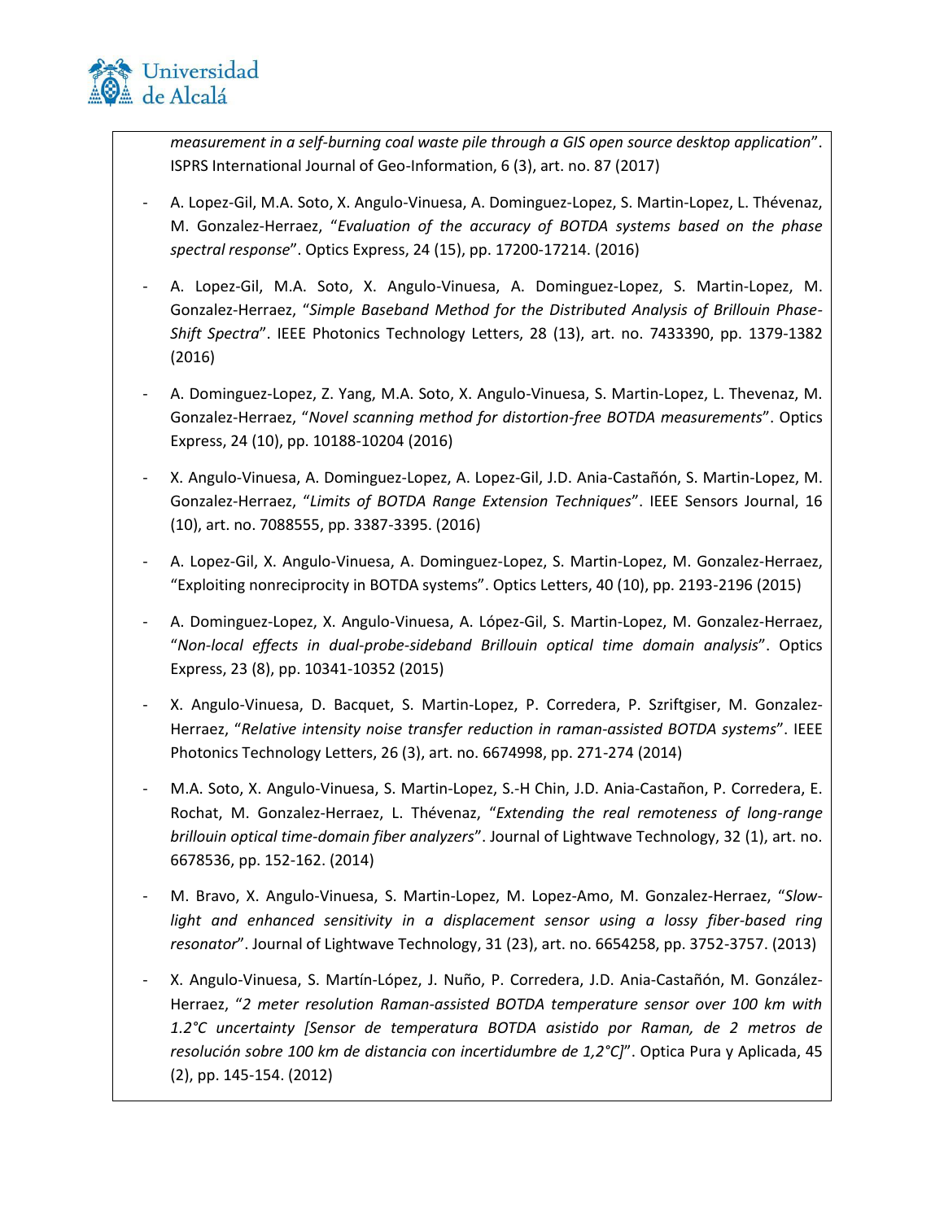*measurement in a self-burning coal waste pile through a GIS open source desktop application*". ISPRS International Journal of Geo-Information, 6 (3), art. no. 87 (2017)

- A. Lopez-Gil, M.A. Soto, X. Angulo-Vinuesa, A. Dominguez-Lopez, S. Martin-Lopez, L. Thévenaz, M. Gonzalez-Herraez, "*Evaluation of the accuracy of BOTDA systems based on the phase spectral response*". Optics Express, 24 (15), pp. 17200-17214. (2016)
- A. Lopez-Gil, M.A. Soto, X. Angulo-Vinuesa, A. Dominguez-Lopez, S. Martin-Lopez, M. Gonzalez-Herraez, "*Simple Baseband Method for the Distributed Analysis of Brillouin Phase-Shift Spectra*". IEEE Photonics Technology Letters, 28 (13), art. no. 7433390, pp. 1379-1382 (2016)
- A. Dominguez-Lopez, Z. Yang, M.A. Soto, X. Angulo-Vinuesa, S. Martin-Lopez, L. Thevenaz, M. Gonzalez-Herraez, "*Novel scanning method for distortion-free BOTDA measurements*". Optics Express, 24 (10), pp. 10188-10204 (2016)
- X. Angulo-Vinuesa, A. Dominguez-Lopez, A. Lopez-Gil, J.D. Ania-Castañón, S. Martin-Lopez, M. Gonzalez-Herraez, "*Limits of BOTDA Range Extension Techniques*". IEEE Sensors Journal, 16 (10), art. no. 7088555, pp. 3387-3395. (2016)
- A. Lopez-Gil, X. Angulo-Vinuesa, A. Dominguez-Lopez, S. Martin-Lopez, M. Gonzalez-Herraez, "Exploiting nonreciprocity in BOTDA systems". Optics Letters, 40 (10), pp. 2193-2196 (2015)
- A. Dominguez-Lopez, X. Angulo-Vinuesa, A. López-Gil, S. Martin-Lopez, M. Gonzalez-Herraez, "*Non-local effects in dual-probe-sideband Brillouin optical time domain analysis*". Optics Express, 23 (8), pp. 10341-10352 (2015)
- X. Angulo-Vinuesa, D. Bacquet, S. Martin-Lopez, P. Corredera, P. Szriftgiser, M. Gonzalez-Herraez, "*Relative intensity noise transfer reduction in raman-assisted BOTDA systems*". IEEE Photonics Technology Letters, 26 (3), art. no. 6674998, pp. 271-274 (2014)
- M.A. Soto, X. Angulo-Vinuesa, S. Martin-Lopez, S.-H Chin, J.D. Ania-Castañon, P. Corredera, E. Rochat, M. Gonzalez-Herraez, L. Thévenaz, "*Extending the real remoteness of long-range brillouin optical time-domain fiber analyzers*". Journal of Lightwave Technology, 32 (1), art. no. 6678536, pp. 152-162. (2014)
- M. Bravo, X. Angulo-Vinuesa, S. Martin-Lopez, M. Lopez-Amo, M. Gonzalez-Herraez, "*Slow-light and enhanced sensitivity in a displacement sensor using a lossy fiber-based ring resonator*". Journal of Lightwave Technology, 31 (23), art. no. 6654258, pp. 3752-3757. (2013)
- X. Angulo-Vinuesa, S. Martín-López, J. Nuño, P. Corredera, J.D. Ania-Castañón, M. González-Herraez, "*2 meter resolution Raman-assisted BOTDA temperature sensor over 100 km with 1.2°C uncertainty [Sensor de temperatura BOTDA asistido por Raman, de 2 metros de resolución sobre 100 km de distancia con incertidumbre de 1,2°C]*". Optica Pura y Aplicada, 45 (2), pp. 145-154. (2012)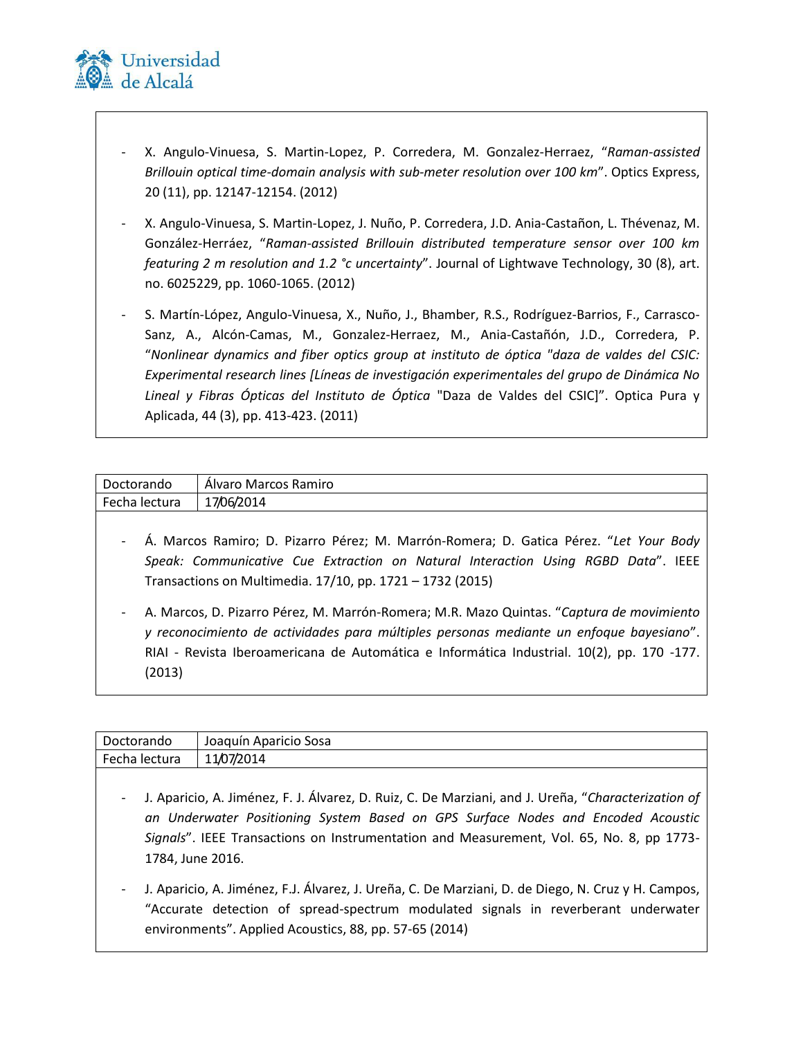- X. Angulo-Vinuesa, S. Martin-Lopez, P. Corredera, M. Gonzalez-Herraez, "*Raman-assisted Brillouin optical time-domain analysis with sub-meter resolution over 100 km*". Optics Express, 20 (11), pp. 12147-12154. (2012)

- X. Angulo-Vinuesa, S. Martin-Lopez, J. Nuño, P. Corredera, J.D. Ania-Castañon, L. Thévenaz, M. González-Herráez, "*Raman-assisted Brillouin distributed temperature sensor over 100 km featuring 2 m resolution and 1.2 °c uncertainty*". Journal of Lightwave Technology, 30 (8), art. no. 6025229, pp. 1060-1065. (2012)

- S. Martín-López, Angulo-Vinuesa, X., Nuño, J., Bhamber, R.S., Rodríguez-Barrios, F., Carrasco-Sanz, A., Alcón-Camas, M., Gonzalez-Herraez, M., Ania-Castañón, J.D., Corredera, P. "*Nonlinear dynamics and fiber optics group at instituto de óptica "daza de valdes del CSIC: Experimental research lines [Líneas de investigación experimentales del grupo de Dinámica No Lineal y Fibras Ópticas del Instituto de Óptica* "Daza de Valdes del CSIC]". Optica Pura y Aplicada, 44 (3), pp. 413-423. (2011)

| Doctorando | Álvaro Marcos Ramiro |
|---|---|
| Fecha lectura | 17/06/2014 |

- Á. Marcos Ramiro; D. Pizarro Pérez; M. Marrón-Romera; D. Gatica Pérez. "*Let Your Body Speak: Communicative Cue Extraction on Natural Interaction Using RGBD Data*". IEEE Transactions on Multimedia. 17/10, pp. 1721 – 1732 (2015)

- A. Marcos, D. Pizarro Pérez, M. Marrón-Romera; M.R. Mazo Quintas. "*Captura de movimiento y reconocimiento de actividades para múltiples personas mediante un enfoque bayesiano*". RIAI - Revista Iberoamericana de Automática e Informática Industrial. 10(2), pp. 170 -177. (2013)

| Doctorando | Joaquín Aparicio Sosa |
|---|---|
| Fecha lectura | 11/07/2014 |

- J. Aparicio, A. Jiménez, F. J. Álvarez, D. Ruiz, C. De Marziani, and J. Ureña, "*Characterization of an Underwater Positioning System Based on GPS Surface Nodes and Encoded Acoustic Signals*". IEEE Transactions on Instrumentation and Measurement, Vol. 65, No. 8, pp 1773-1784, June 2016.

- J. Aparicio, A. Jiménez, F.J. Álvarez, J. Ureña, C. De Marziani, D. de Diego, N. Cruz y H. Campos, "Accurate detection of spread-spectrum modulated signals in reverberant underwater environments". Applied Acoustics, 88, pp. 57-65 (2014)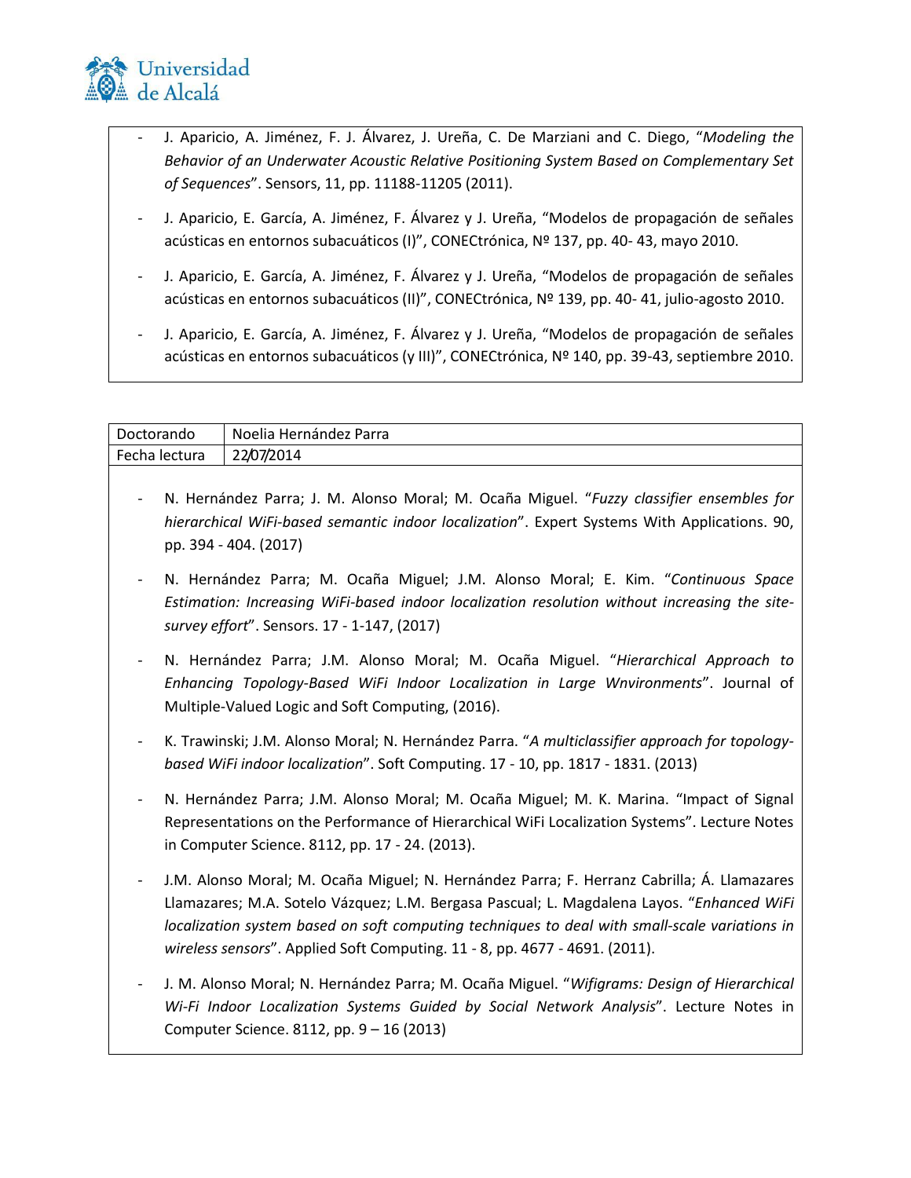- J. Aparicio, A. Jiménez, F. J. Álvarez, J. Ureña, C. De Marziani and C. Diego, "*Modeling the Behavior of an Underwater Acoustic Relative Positioning System Based on Complementary Set of Sequences*". Sensors, 11, pp. 11188-11205 (2011).
- J. Aparicio, E. García, A. Jiménez, F. Álvarez y J. Ureña, "Modelos de propagación de señales acústicas en entornos subacuáticos (I)", CONECtrónica, Nº 137, pp. 40- 43, mayo 2010.
- J. Aparicio, E. García, A. Jiménez, F. Álvarez y J. Ureña, "Modelos de propagación de señales acústicas en entornos subacuáticos (II)", CONECtrónica, Nº 139, pp. 40- 41, julio-agosto 2010.
- J. Aparicio, E. García, A. Jiménez, F. Álvarez y J. Ureña, "Modelos de propagación de señales acústicas en entornos subacuáticos (y III)", CONECtrónica, Nº 140, pp. 39-43, septiembre 2010.

| Doctorando | Noelia Hernández Parra |
|---|---|
| Fecha lectura | 22/07/2014 |

- N. Hernández Parra; J. M. Alonso Moral; M. Ocaña Miguel. "*Fuzzy classifier ensembles for hierarchical WiFi-based semantic indoor localization*". Expert Systems With Applications. 90, pp. 394 - 404. (2017)
- N. Hernández Parra; M. Ocaña Miguel; J.M. Alonso Moral; E. Kim. "*Continuous Space Estimation: Increasing WiFi-based indoor localization resolution without increasing the site-survey effort*". Sensors. 17 - 1-147, (2017)
- N. Hernández Parra; J.M. Alonso Moral; M. Ocaña Miguel. "*Hierarchical Approach to Enhancing Topology-Based WiFi Indoor Localization in Large Wnvironments*". Journal of Multiple-Valued Logic and Soft Computing, (2016).
- K. Trawinski; J.M. Alonso Moral; N. Hernández Parra. "*A multiclassifier approach for topology-based WiFi indoor localization*". Soft Computing. 17 - 10, pp. 1817 - 1831. (2013)
- N. Hernández Parra; J.M. Alonso Moral; M. Ocaña Miguel; M. K. Marina. "Impact of Signal Representations on the Performance of Hierarchical WiFi Localization Systems". Lecture Notes in Computer Science. 8112, pp. 17 - 24. (2013).
- J.M. Alonso Moral; M. Ocaña Miguel; N. Hernández Parra; F. Herranz Cabrilla; Á. Llamazares Llamazares; M.A. Sotelo Vázquez; L.M. Bergasa Pascual; L. Magdalena Layos. "*Enhanced WiFi localization system based on soft computing techniques to deal with small-scale variations in wireless sensors*". Applied Soft Computing. 11 - 8, pp. 4677 - 4691. (2011).
- J. M. Alonso Moral; N. Hernández Parra; M. Ocaña Miguel. "*Wifigrams: Design of Hierarchical Wi-Fi Indoor Localization Systems Guided by Social Network Analysis*". Lecture Notes in Computer Science. 8112, pp. 9 – 16 (2013)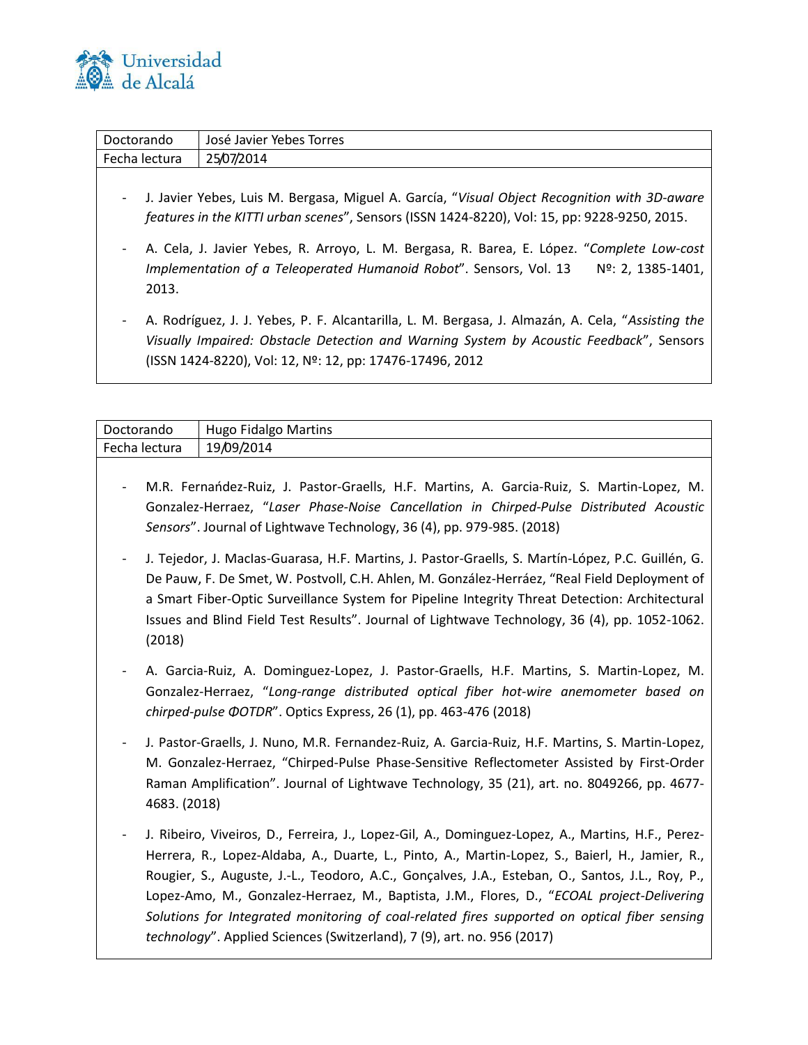| Doctorando | José Javier Yebes Torres |
|---|---|
| Fecha lectura | 25/07/2014 |

- J. Javier Yebes, Luis M. Bergasa, Miguel A. García, "*Visual Object Recognition with 3D-aware features in the KITTI urban scenes*", Sensors (ISSN 1424-8220), Vol: 15, pp: 9228-9250, 2015.
- A. Cela, J. Javier Yebes, R. Arroyo, L. M. Bergasa, R. Barea, E. López. "*Complete Low-cost Implementation of a Teleoperated Humanoid Robot*". Sensors, Vol. 13 Nº: 2, 1385-1401, 2013.
- A. Rodríguez, J. J. Yebes, P. F. Alcantarilla, L. M. Bergasa, J. Almazán, A. Cela, "*Assisting the Visually Impaired: Obstacle Detection and Warning System by Acoustic Feedback*", Sensors (ISSN 1424-8220), Vol: 12, Nº: 12, pp: 17476-17496, 2012

| Doctorando | Hugo Fidalgo Martins |
|---|---|
| Fecha lectura | 19/09/2014 |

- M.R. Fernańdez-Ruiz, J. Pastor-Graells, H.F. Martins, A. Garcia-Ruiz, S. Martin-Lopez, M. Gonzalez-Herraez, "*Laser Phase-Noise Cancellation in Chirped-Pulse Distributed Acoustic Sensors*". Journal of Lightwave Technology, 36 (4), pp. 979-985. (2018)
- J. Tejedor, J. MacIas-Guarasa, H.F. Martins, J. Pastor-Graells, S. Martín-López, P.C. Guillén, G. De Pauw, F. De Smet, W. Postvoll, C.H. Ahlen, M. González-Herráez, "Real Field Deployment of a Smart Fiber-Optic Surveillance System for Pipeline Integrity Threat Detection: Architectural Issues and Blind Field Test Results". Journal of Lightwave Technology, 36 (4), pp. 1052-1062. (2018)
- A. Garcia-Ruiz, A. Dominguez-Lopez, J. Pastor-Graells, H.F. Martins, S. Martin-Lopez, M. Gonzalez-Herraez, "*Long-range distributed optical fiber hot-wire anemometer based on chirped-pulse ΦOTDR*". Optics Express, 26 (1), pp. 463-476 (2018)
- J. Pastor-Graells, J. Nuno, M.R. Fernandez-Ruiz, A. Garcia-Ruiz, H.F. Martins, S. Martin-Lopez, M. Gonzalez-Herraez, "Chirped-Pulse Phase-Sensitive Reflectometer Assisted by First-Order Raman Amplification". Journal of Lightwave Technology, 35 (21), art. no. 8049266, pp. 4677-4683. (2018)
- J. Ribeiro, Viveiros, D., Ferreira, J., Lopez-Gil, A., Dominguez-Lopez, A., Martins, H.F., Perez-Herrera, R., Lopez-Aldaba, A., Duarte, L., Pinto, A., Martin-Lopez, S., Baierl, H., Jamier, R., Rougier, S., Auguste, J.-L., Teodoro, A.C., Gonçalves, J.A., Esteban, O., Santos, J.L., Roy, P., Lopez-Amo, M., Gonzalez-Herraez, M., Baptista, J.M., Flores, D., "*ECOAL project-Delivering Solutions for Integrated monitoring of coal-related fires supported on optical fiber sensing technology*". Applied Sciences (Switzerland), 7 (9), art. no. 956 (2017)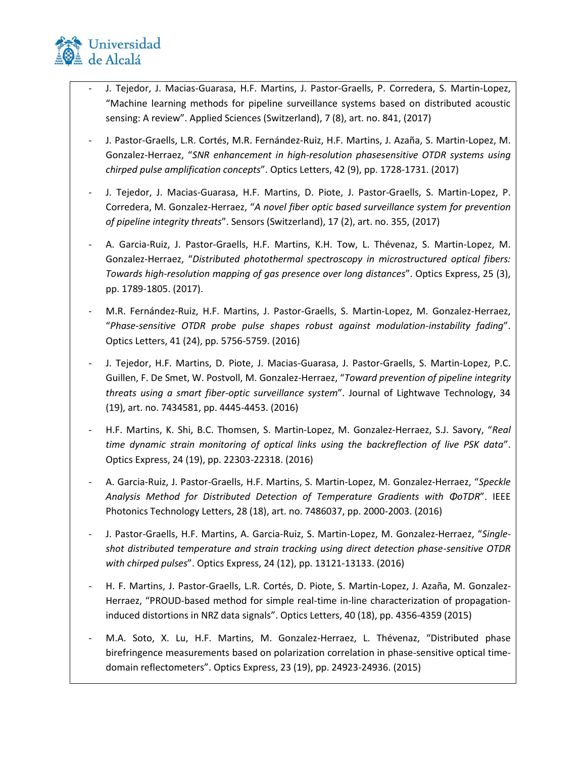- J. Tejedor, J. Macias-Guarasa, H.F. Martins, J. Pastor-Graells, P. Corredera, S. Martin-Lopez, "Machine learning methods for pipeline surveillance systems based on distributed acoustic sensing: A review". Applied Sciences (Switzerland), 7 (8), art. no. 841, (2017)
- J. Pastor-Graells, L.R. Cortés, M.R. Fernández-Ruiz, H.F. Martins, J. Azaña, S. Martin-Lopez, M. Gonzalez-Herraez, "*SNR enhancement in high-resolution phasesensitive OTDR systems using chirped pulse amplification concepts*". Optics Letters, 42 (9), pp. 1728-1731. (2017)
- J. Tejedor, J. Macias-Guarasa, H.F. Martins, D. Piote, J. Pastor-Graells, S. Martin-Lopez, P. Corredera, M. Gonzalez-Herraez, "*A novel fiber optic based surveillance system for prevention of pipeline integrity threats*". Sensors (Switzerland), 17 (2), art. no. 355, (2017)
- A. Garcia-Ruiz, J. Pastor-Graells, H.F. Martins, K.H. Tow, L. Thévenaz, S. Martin-Lopez, M. Gonzalez-Herraez, "*Distributed photothermal spectroscopy in microstructured optical fibers: Towards high-resolution mapping of gas presence over long distances*". Optics Express, 25 (3), pp. 1789-1805. (2017).
- M.R. Fernández-Ruiz, H.F. Martins, J. Pastor-Graells, S. Martin-Lopez, M. Gonzalez-Herraez, "*Phase-sensitive OTDR probe pulse shapes robust against modulation-instability fading*". Optics Letters, 41 (24), pp. 5756-5759. (2016)
- J. Tejedor, H.F. Martins, D. Piote, J. Macias-Guarasa, J. Pastor-Graells, S. Martin-Lopez, P.C. Guillen, F. De Smet, W. Postvoll, M. Gonzalez-Herraez, "*Toward prevention of pipeline integrity threats using a smart fiber-optic surveillance system*". Journal of Lightwave Technology, 34 (19), art. no. 7434581, pp. 4445-4453. (2016)
- H.F. Martins, K. Shi, B.C. Thomsen, S. Martin-Lopez, M. Gonzalez-Herraez, S.J. Savory, "*Real time dynamic strain monitoring of optical links using the backreflection of live PSK data*". Optics Express, 24 (19), pp. 22303-22318. (2016)
- A. Garcia-Ruiz, J. Pastor-Graells, H.F. Martins, S. Martin-Lopez, M. Gonzalez-Herraez, "*Speckle Analysis Method for Distributed Detection of Temperature Gradients with ΦoTDR*". IEEE Photonics Technology Letters, 28 (18), art. no. 7486037, pp. 2000-2003. (2016)
- J. Pastor-Graells, H.F. Martins, A. Garcia-Ruiz, S. Martin-Lopez, M. Gonzalez-Herraez, "*Single-shot distributed temperature and strain tracking using direct detection phase-sensitive OTDR with chirped pulses*". Optics Express, 24 (12), pp. 13121-13133. (2016)
- H. F. Martins, J. Pastor-Graells, L.R. Cortés, D. Piote, S. Martin-Lopez, J. Azaña, M. Gonzalez-Herraez, "PROUD-based method for simple real-time in-line characterization of propagation-induced distortions in NRZ data signals". Optics Letters, 40 (18), pp. 4356-4359 (2015)
- M.A. Soto, X. Lu, H.F. Martins, M. Gonzalez-Herraez, L. Thévenaz, "Distributed phase birefringence measurements based on polarization correlation in phase-sensitive optical time-domain reflectometers". Optics Express, 23 (19), pp. 24923-24936. (2015)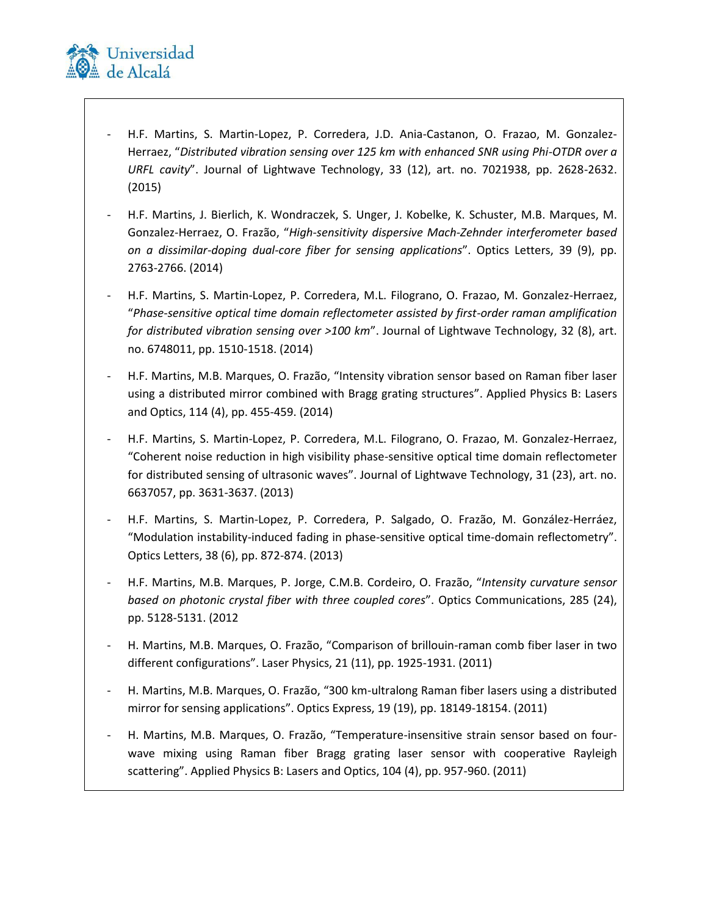- H.F. Martins, S. Martin-Lopez, P. Corredera, J.D. Ania-Castanon, O. Frazao, M. Gonzalez-Herraez, "*Distributed vibration sensing over 125 km with enhanced SNR using Phi-OTDR over a URFL cavity*". Journal of Lightwave Technology, 33 (12), art. no. 7021938, pp. 2628-2632. (2015)

- H.F. Martins, J. Bierlich, K. Wondraczek, S. Unger, J. Kobelke, K. Schuster, M.B. Marques, M. Gonzalez-Herraez, O. Frazão, "*High-sensitivity dispersive Mach-Zehnder interferometer based on a dissimilar-doping dual-core fiber for sensing applications*". Optics Letters, 39 (9), pp. 2763-2766. (2014)

- H.F. Martins, S. Martin-Lopez, P. Corredera, M.L. Filograno, O. Frazao, M. Gonzalez-Herraez, "*Phase-sensitive optical time domain reflectometer assisted by first-order raman amplification for distributed vibration sensing over >100 km*". Journal of Lightwave Technology, 32 (8), art. no. 6748011, pp. 1510-1518. (2014)

- H.F. Martins, M.B. Marques, O. Frazão, "Intensity vibration sensor based on Raman fiber laser using a distributed mirror combined with Bragg grating structures". Applied Physics B: Lasers and Optics, 114 (4), pp. 455-459. (2014)

- H.F. Martins, S. Martin-Lopez, P. Corredera, M.L. Filograno, O. Frazao, M. Gonzalez-Herraez, "Coherent noise reduction in high visibility phase-sensitive optical time domain reflectometer for distributed sensing of ultrasonic waves". Journal of Lightwave Technology, 31 (23), art. no. 6637057, pp. 3631-3637. (2013)

- H.F. Martins, S. Martin-Lopez, P. Corredera, P. Salgado, O. Frazão, M. González-Herráez, "Modulation instability-induced fading in phase-sensitive optical time-domain reflectometry". Optics Letters, 38 (6), pp. 872-874. (2013)

- H.F. Martins, M.B. Marques, P. Jorge, C.M.B. Cordeiro, O. Frazão, "*Intensity curvature sensor based on photonic crystal fiber with three coupled cores*". Optics Communications, 285 (24), pp. 5128-5131. (2012

- H. Martins, M.B. Marques, O. Frazão, "Comparison of brillouin-raman comb fiber laser in two different configurations". Laser Physics, 21 (11), pp. 1925-1931. (2011)

- H. Martins, M.B. Marques, O. Frazão, "300 km-ultralong Raman fiber lasers using a distributed mirror for sensing applications". Optics Express, 19 (19), pp. 18149-18154. (2011)

- H. Martins, M.B. Marques, O. Frazão, "Temperature-insensitive strain sensor based on four-wave mixing using Raman fiber Bragg grating laser sensor with cooperative Rayleigh scattering". Applied Physics B: Lasers and Optics, 104 (4), pp. 957-960. (2011)